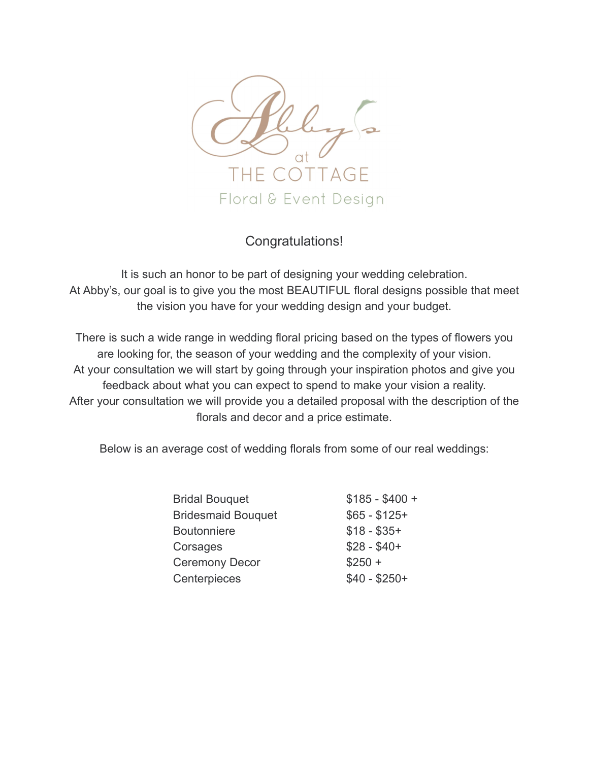# Abby's at THE COTTAGE

Floral & Event Design

## Congratulations!

It is such an honor to be part of designing your wedding celebration.
At Abby's, our goal is to give you the most BEAUTIFUL floral designs possible that meet the vision you have for your wedding design and your budget.

There is such a wide range in wedding floral pricing based on the types of flowers you are looking for, the season of your wedding and the complexity of your vision.
At your consultation we will start by going through your inspiration photos and give you feedback about what you can expect to spend to make your vision a reality.
After your consultation we will provide you a detailed proposal with the description of the florals and decor and a price estimate.

Below is an average cost of wedding florals from some of our real weddings:

| Item | Price |
| --- | --- |
| Bridal Bouquet | $185 - $400 + |
| Bridesmaid Bouquet | $65 - $125+ |
| Boutonniere | $18 - $35+ |
| Corsages | $28 - $40+ |
| Ceremony Decor | $250 + |
| Centerpieces | $40 - $250+ |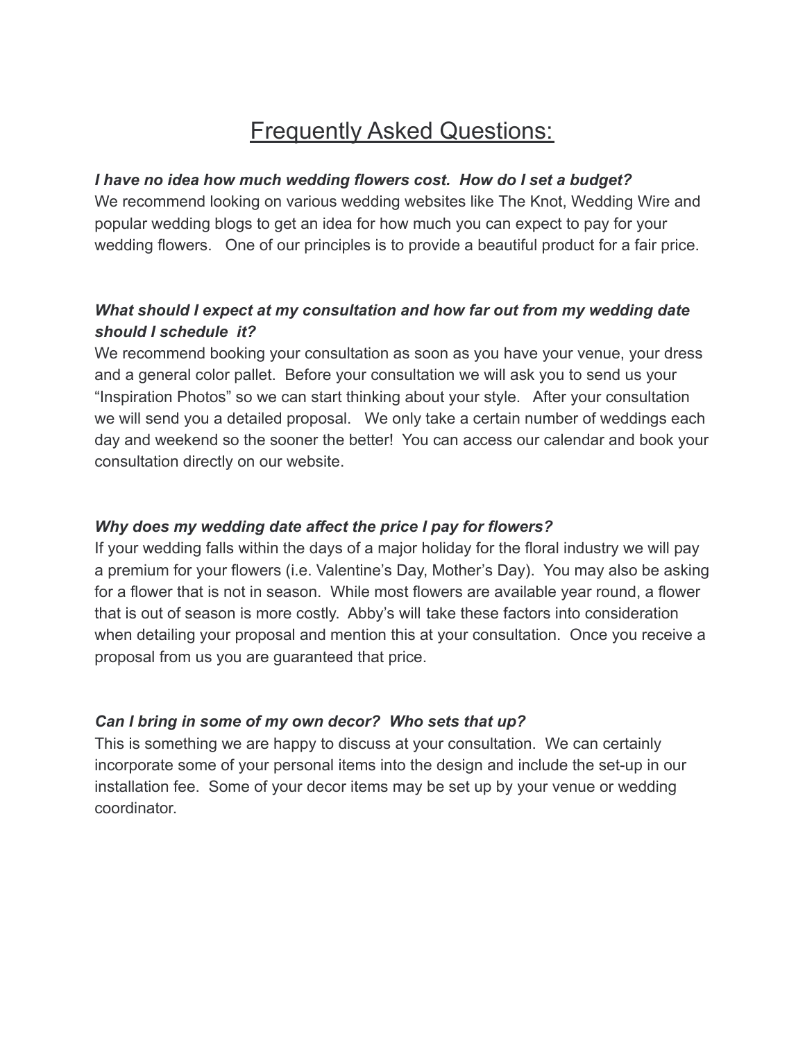# Frequently Asked Questions:

***I have no idea how much wedding flowers cost. How do I set a budget?***

We recommend looking on various wedding websites like The Knot, Wedding Wire and popular wedding blogs to get an idea for how much you can expect to pay for your wedding flowers. One of our principles is to provide a beautiful product for a fair price.

***What should I expect at my consultation and how far out from my wedding date should I schedule it?***

We recommend booking your consultation as soon as you have your venue, your dress and a general color pallet. Before your consultation we will ask you to send us your "Inspiration Photos" so we can start thinking about your style. After your consultation we will send you a detailed proposal. We only take a certain number of weddings each day and weekend so the sooner the better! You can access our calendar and book your consultation directly on our website.

***Why does my wedding date affect the price I pay for flowers?***

If your wedding falls within the days of a major holiday for the floral industry we will pay a premium for your flowers (i.e. Valentine's Day, Mother's Day). You may also be asking for a flower that is not in season. While most flowers are available year round, a flower that is out of season is more costly. Abby's will take these factors into consideration when detailing your proposal and mention this at your consultation. Once you receive a proposal from us you are guaranteed that price.

***Can I bring in some of my own decor? Who sets that up?***

This is something we are happy to discuss at your consultation. We can certainly incorporate some of your personal items into the design and include the set-up in our installation fee. Some of your decor items may be set up by your venue or wedding coordinator.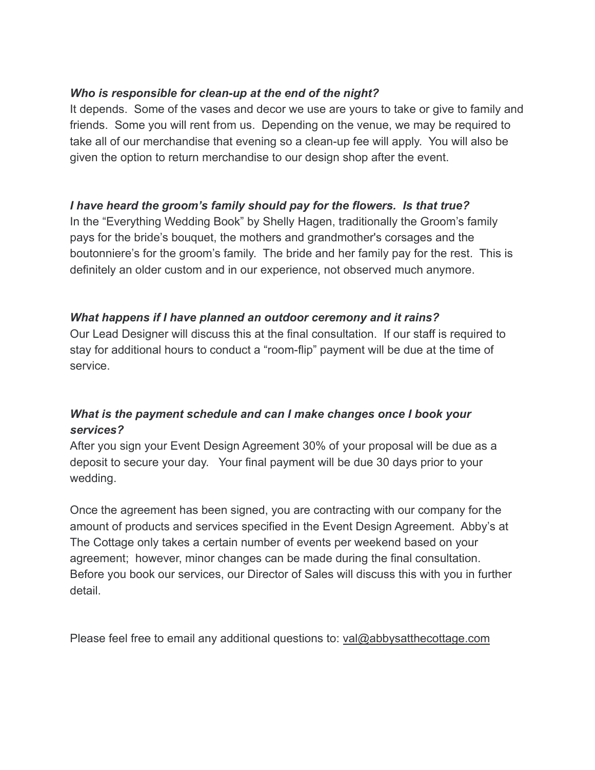***Who is responsible for clean-up at the end of the night?***

It depends. Some of the vases and decor we use are yours to take or give to family and friends. Some you will rent from us. Depending on the venue, we may be required to take all of our merchandise that evening so a clean-up fee will apply. You will also be given the option to return merchandise to our design shop after the event.

***I have heard the groom's family should pay for the flowers. Is that true?***

In the "Everything Wedding Book" by Shelly Hagen, traditionally the Groom's family pays for the bride's bouquet, the mothers and grandmother's corsages and the boutonniere's for the groom's family. The bride and her family pay for the rest. This is definitely an older custom and in our experience, not observed much anymore.

***What happens if I have planned an outdoor ceremony and it rains?***

Our Lead Designer will discuss this at the final consultation. If our staff is required to stay for additional hours to conduct a "room-flip" payment will be due at the time of service.

***What is the payment schedule and can I make changes once I book your services?***

After you sign your Event Design Agreement 30% of your proposal will be due as a deposit to secure your day. Your final payment will be due 30 days prior to your wedding.

Once the agreement has been signed, you are contracting with our company for the amount of products and services specified in the Event Design Agreement. Abby's at The Cottage only takes a certain number of events per weekend based on your agreement; however, minor changes can be made during the final consultation. Before you book our services, our Director of Sales will discuss this with you in further detail.

Please feel free to email any additional questions to: val@abbysatthecottage.com